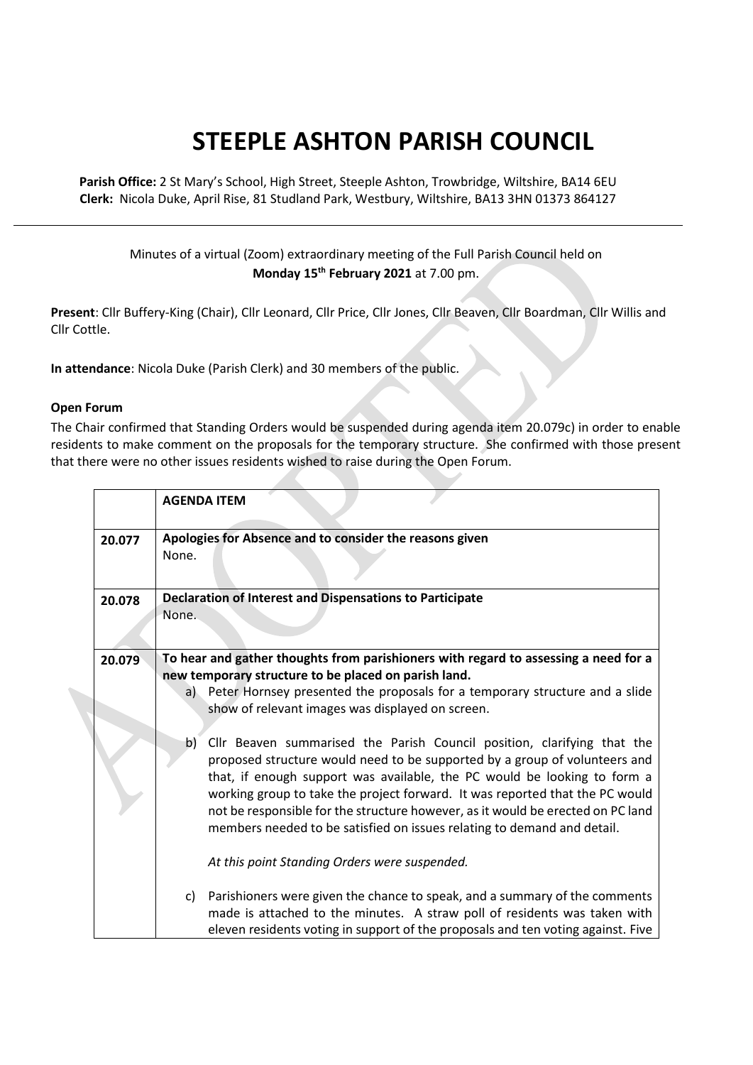# STEEPLE ASHTON PARISH COUNCIL

**Parish Office:** 2 St Mary's School, High Street, Steeple Ashton, Trowbridge, Wiltshire, BA14 6EU
**Clerk:** Nicola Duke, April Rise, 81 Studland Park, Westbury, Wiltshire, BA13 3HN 01373 864127

Minutes of a virtual (Zoom) extraordinary meeting of the Full Parish Council held on **Monday 15th February 2021** at 7.00 pm.

**Present**: Cllr Buffery-King (Chair), Cllr Leonard, Cllr Price, Cllr Jones, Cllr Beaven, Cllr Boardman, Cllr Willis and Cllr Cottle.

**In attendance**: Nicola Duke (Parish Clerk) and 30 members of the public.

**Open Forum**

The Chair confirmed that Standing Orders would be suspended during agenda item 20.079c) in order to enable residents to make comment on the proposals for the temporary structure. She confirmed with those present that there were no other issues residents wished to raise during the Open Forum.

| | **AGENDA ITEM** |
|---|---|
| 20.077 | **Apologies for Absence and to consider the reasons given**<br>None. |
| 20.078 | **Declaration of Interest and Dispensations to Participate**<br>None. |
| 20.079 | **To hear and gather thoughts from parishioners with regard to assessing a need for a new temporary structure to be placed on parish land.**<br>a) Peter Hornsey presented the proposals for a temporary structure and a slide show of relevant images was displayed on screen.<br><br>b) Cllr Beaven summarised the Parish Council position, clarifying that the proposed structure would need to be supported by a group of volunteers and that, if enough support was available, the PC would be looking to form a working group to take the project forward. It was reported that the PC would not be responsible for the structure however, as it would be erected on PC land members needed to be satisfied on issues relating to demand and detail.<br><br>*At this point Standing Orders were suspended.*<br><br>c) Parishioners were given the chance to speak, and a summary of the comments made is attached to the minutes. A straw poll of residents was taken with eleven residents voting in support of the proposals and ten voting against. Five |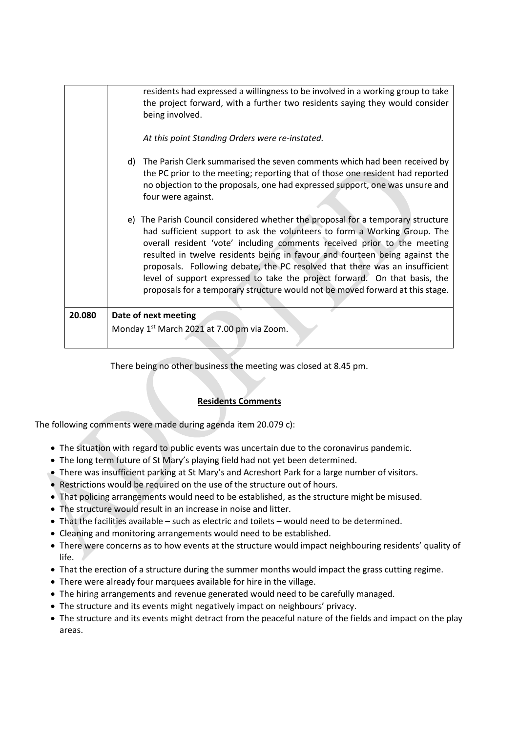| | |
|---|---|
| | residents had expressed a willingness to be involved in a working group to take the project forward, with a further two residents saying they would consider being involved.<br><br>*At this point Standing Orders were re-instated.*<br><br>d) The Parish Clerk summarised the seven comments which had been received by the PC prior to the meeting; reporting that of those one resident had reported no objection to the proposals, one had expressed support, one was unsure and four were against.<br><br>e) The Parish Council considered whether the proposal for a temporary structure had sufficient support to ask the volunteers to form a Working Group. The overall resident 'vote' including comments received prior to the meeting resulted in twelve residents being in favour and fourteen being against the proposals. Following debate, the PC resolved that there was an insufficient level of support expressed to take the project forward. On that basis, the proposals for a temporary structure would not be moved forward at this stage. |
| **20.080** | **Date of next meeting**<br>Monday 1st March 2021 at 7.00 pm via Zoom. |

There being no other business the meeting was closed at 8.45 pm.

**Residents Comments**

The following comments were made during agenda item 20.079 c):

- The situation with regard to public events was uncertain due to the coronavirus pandemic.
- The long term future of St Mary's playing field had not yet been determined.
- There was insufficient parking at St Mary's and Acreshort Park for a large number of visitors.
- Restrictions would be required on the use of the structure out of hours.
- That policing arrangements would need to be established, as the structure might be misused.
- The structure would result in an increase in noise and litter.
- That the facilities available – such as electric and toilets – would need to be determined.
- Cleaning and monitoring arrangements would need to be established.
- There were concerns as to how events at the structure would impact neighbouring residents' quality of life.
- That the erection of a structure during the summer months would impact the grass cutting regime.
- There were already four marquees available for hire in the village.
- The hiring arrangements and revenue generated would need to be carefully managed.
- The structure and its events might negatively impact on neighbours' privacy.
- The structure and its events might detract from the peaceful nature of the fields and impact on the play areas.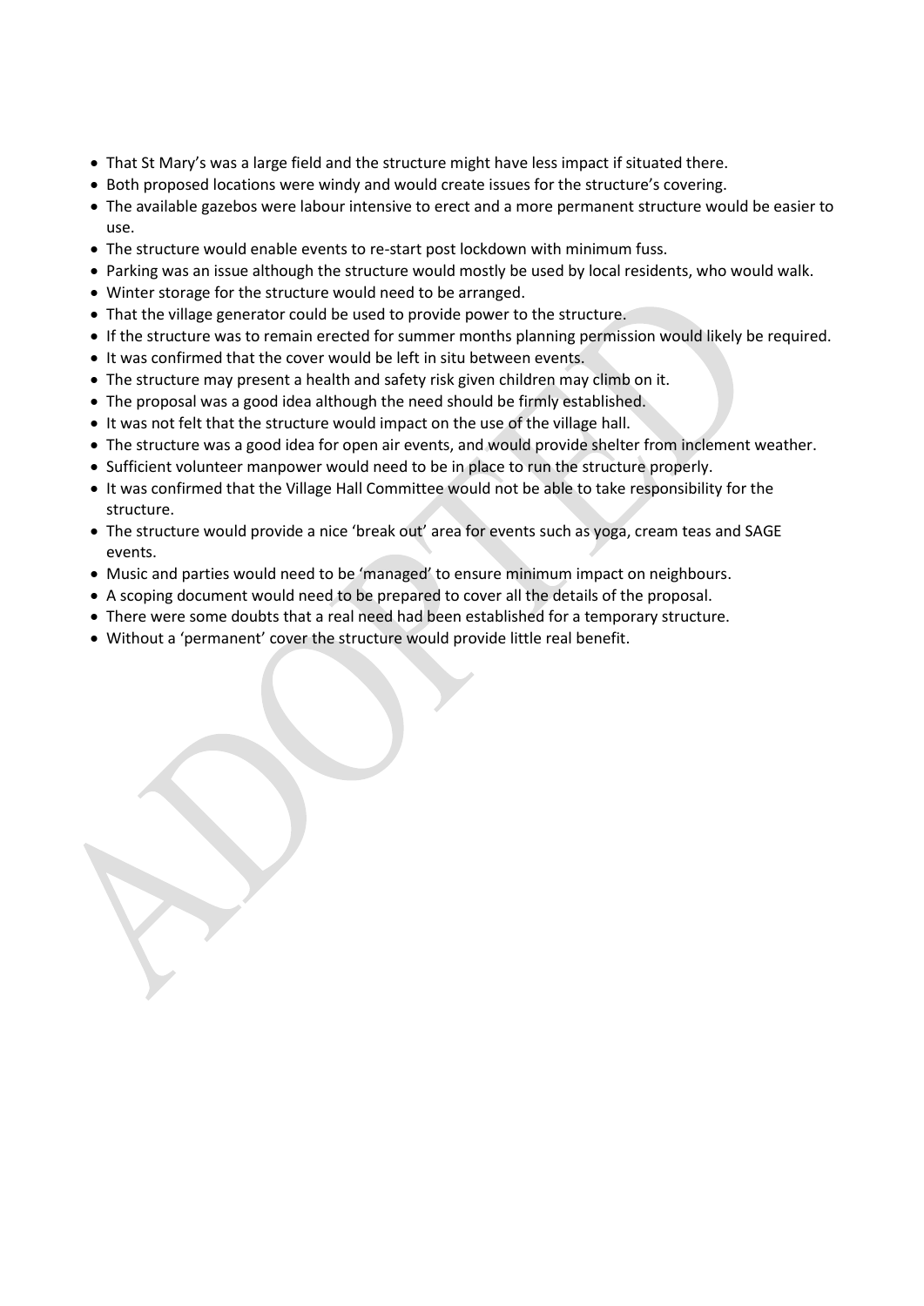- That St Mary's was a large field and the structure might have less impact if situated there.
- Both proposed locations were windy and would create issues for the structure's covering.
- The available gazebos were labour intensive to erect and a more permanent structure would be easier to use.
- The structure would enable events to re-start post lockdown with minimum fuss.
- Parking was an issue although the structure would mostly be used by local residents, who would walk.
- Winter storage for the structure would need to be arranged.
- That the village generator could be used to provide power to the structure.
- If the structure was to remain erected for summer months planning permission would likely be required.
- It was confirmed that the cover would be left in situ between events.
- The structure may present a health and safety risk given children may climb on it.
- The proposal was a good idea although the need should be firmly established.
- It was not felt that the structure would impact on the use of the village hall.
- The structure was a good idea for open air events, and would provide shelter from inclement weather.
- Sufficient volunteer manpower would need to be in place to run the structure properly.
- It was confirmed that the Village Hall Committee would not be able to take responsibility for the structure.
- The structure would provide a nice 'break out' area for events such as yoga, cream teas and SAGE events.
- Music and parties would need to be 'managed' to ensure minimum impact on neighbours.
- A scoping document would need to be prepared to cover all the details of the proposal.
- There were some doubts that a real need had been established for a temporary structure.
- Without a 'permanent' cover the structure would provide little real benefit.